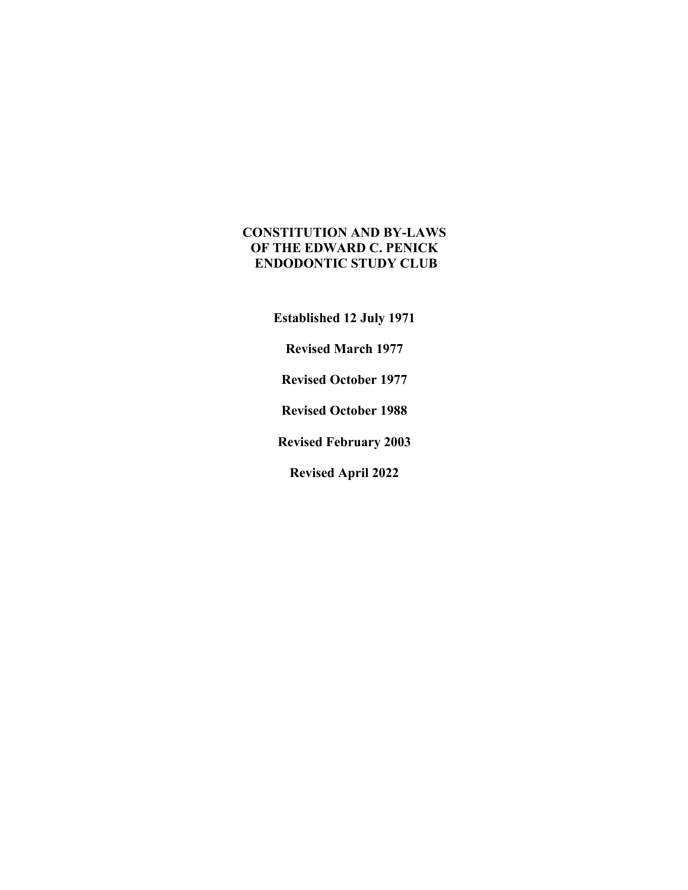# CONSTITUTION AND BY-LAWS OF THE EDWARD C. PENICK ENDODONTIC STUDY CLUB

**Established 12 July 1971**

**Revised March 1977**

**Revised October 1977**

**Revised October 1988**

**Revised February 2003**

**Revised April 2022**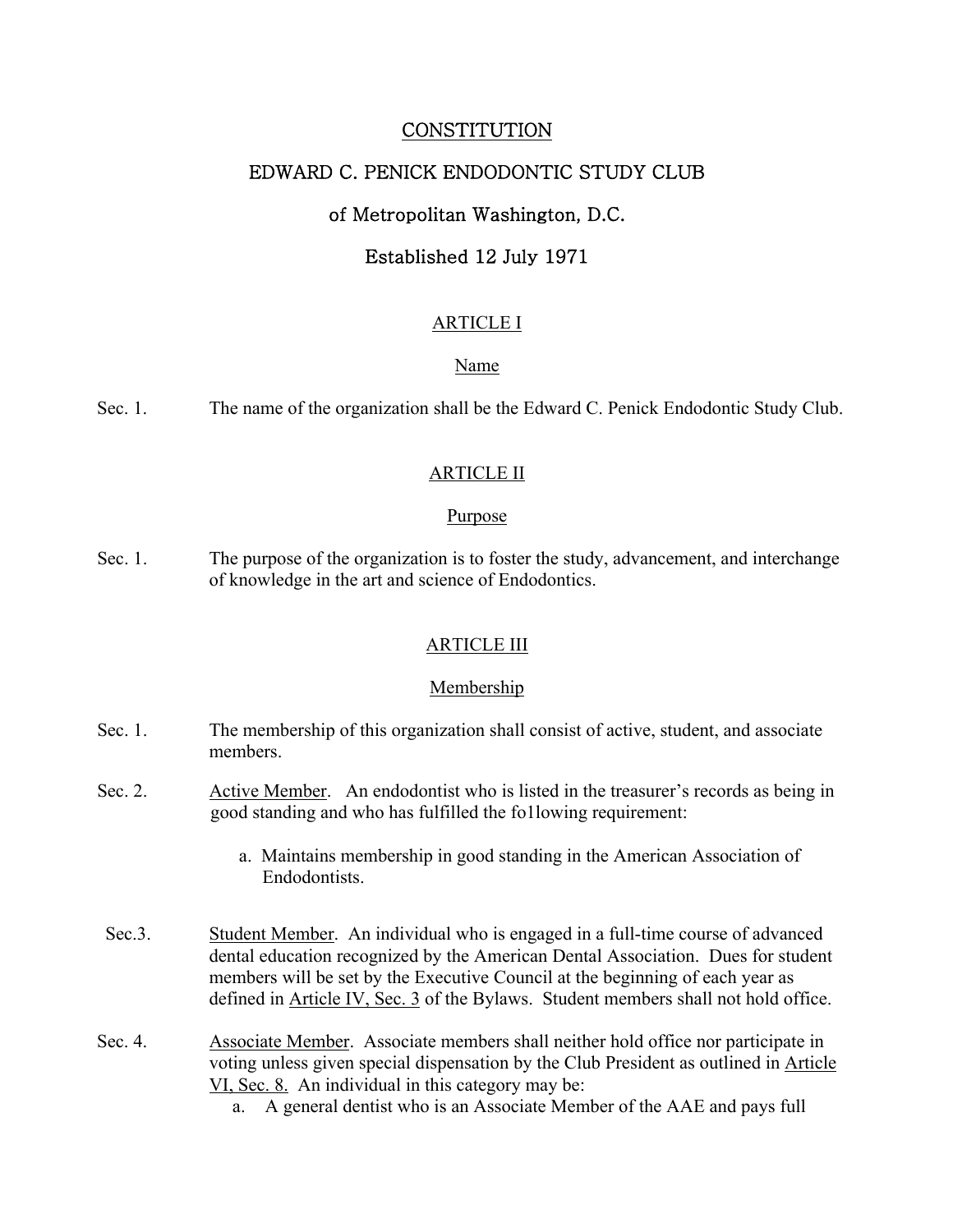# CONSTITUTION

# EDWARD C. PENICK ENDODONTIC STUDY CLUB

## of Metropolitan Washington, D.C.

## Established 12 July 1971

### ARTICLE I

### Name

Sec. 1. The name of the organization shall be the Edward C. Penick Endodontic Study Club.

### ARTICLE II

### Purpose

Sec. 1. The purpose of the organization is to foster the study, advancement, and interchange of knowledge in the art and science of Endodontics.

### ARTICLE III

### Membership

Sec. 1. The membership of this organization shall consist of active, student, and associate members.

Sec. 2. Active Member. An endodontist who is listed in the treasurer's records as being in good standing and who has fulfilled the fo1lowing requirement:

a. Maintains membership in good standing in the American Association of Endodontists.

Sec.3. Student Member. An individual who is engaged in a full-time course of advanced dental education recognized by the American Dental Association. Dues for student members will be set by the Executive Council at the beginning of each year as defined in Article IV, Sec. 3 of the Bylaws. Student members shall not hold office.

Sec. 4. Associate Member. Associate members shall neither hold office nor participate in voting unless given special dispensation by the Club President as outlined in Article VI, Sec. 8. An individual in this category may be:

a. A general dentist who is an Associate Member of the AAE and pays full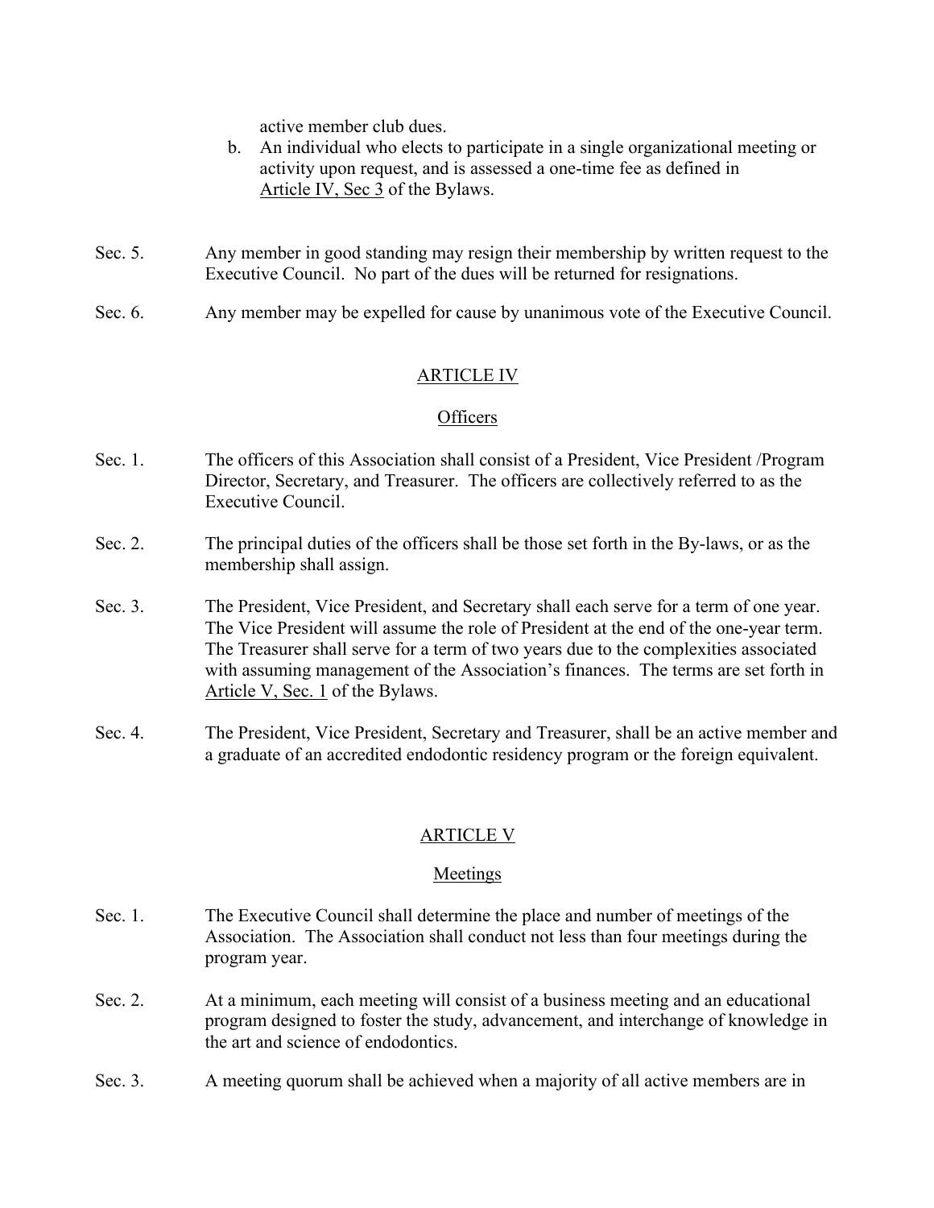active member club dues.

b. An individual who elects to participate in a single organizational meeting or activity upon request, and is assessed a one-time fee as defined in Article IV, Sec 3 of the Bylaws.

Sec. 5. Any member in good standing may resign their membership by written request to the Executive Council. No part of the dues will be returned for resignations.

Sec. 6. Any member may be expelled for cause by unanimous vote of the Executive Council.

## ARTICLE IV

### Officers

Sec. 1. The officers of this Association shall consist of a President, Vice President /Program Director, Secretary, and Treasurer. The officers are collectively referred to as the Executive Council.

Sec. 2. The principal duties of the officers shall be those set forth in the By-laws, or as the membership shall assign.

Sec. 3. The President, Vice President, and Secretary shall each serve for a term of one year. The Vice President will assume the role of President at the end of the one-year term. The Treasurer shall serve for a term of two years due to the complexities associated with assuming management of the Association's finances. The terms are set forth in Article V, Sec. 1 of the Bylaws.

Sec. 4. The President, Vice President, Secretary and Treasurer, shall be an active member and a graduate of an accredited endodontic residency program or the foreign equivalent.

## ARTICLE V

### Meetings

Sec. 1. The Executive Council shall determine the place and number of meetings of the Association. The Association shall conduct not less than four meetings during the program year.

Sec. 2. At a minimum, each meeting will consist of a business meeting and an educational program designed to foster the study, advancement, and interchange of knowledge in the art and science of endodontics.

Sec. 3. A meeting quorum shall be achieved when a majority of all active members are in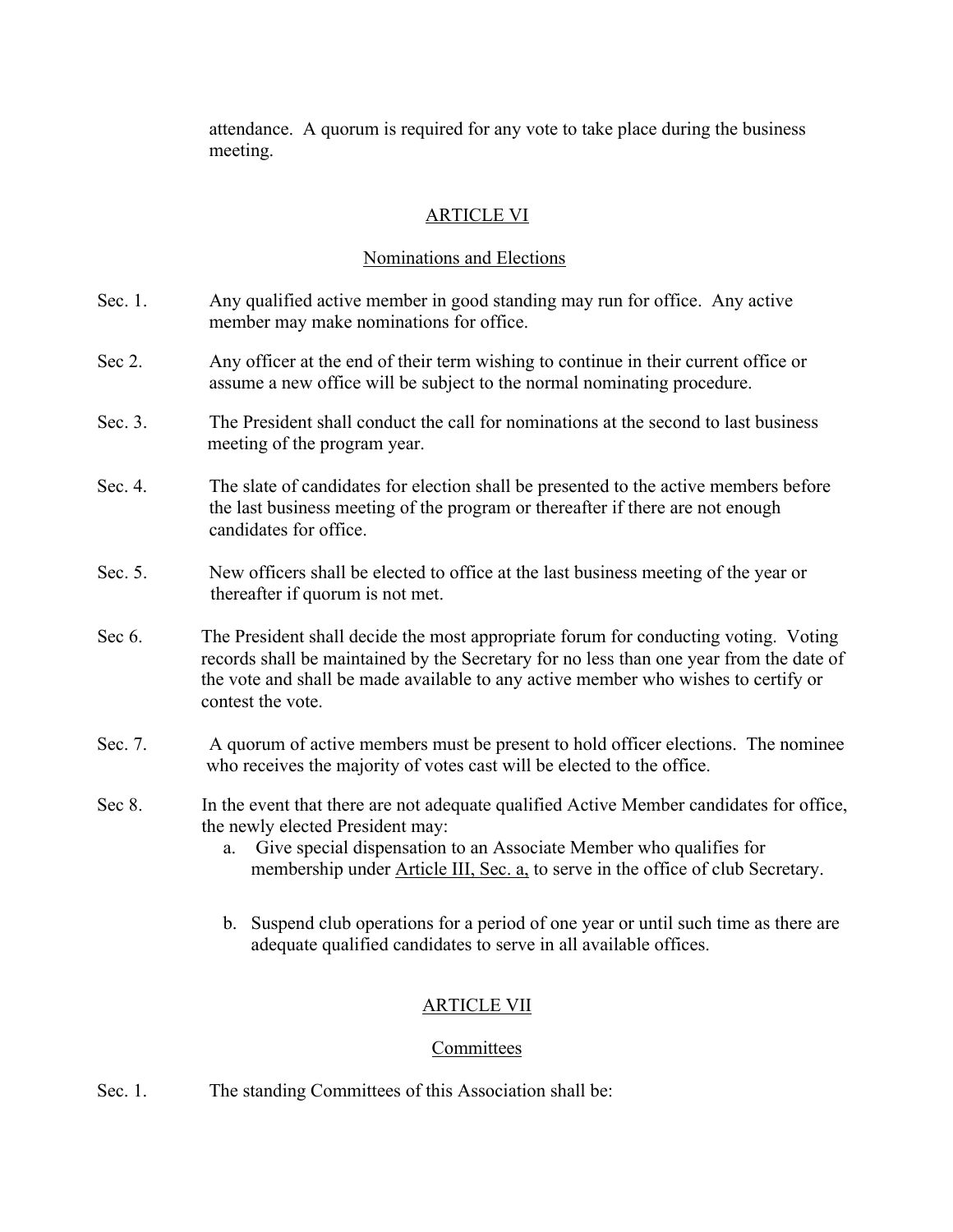attendance. A quorum is required for any vote to take place during the business meeting.

## ARTICLE VI

### Nominations and Elections

Sec. 1. Any qualified active member in good standing may run for office. Any active member may make nominations for office.

Sec 2. Any officer at the end of their term wishing to continue in their current office or assume a new office will be subject to the normal nominating procedure.

Sec. 3. The President shall conduct the call for nominations at the second to last business meeting of the program year.

Sec. 4. The slate of candidates for election shall be presented to the active members before the last business meeting of the program or thereafter if there are not enough candidates for office.

Sec. 5. New officers shall be elected to office at the last business meeting of the year or thereafter if quorum is not met.

Sec 6. The President shall decide the most appropriate forum for conducting voting. Voting records shall be maintained by the Secretary for no less than one year from the date of the vote and shall be made available to any active member who wishes to certify or contest the vote.

Sec. 7. A quorum of active members must be present to hold officer elections. The nominee who receives the majority of votes cast will be elected to the office.

Sec 8. In the event that there are not adequate qualified Active Member candidates for office, the newly elected President may:

a. Give special dispensation to an Associate Member who qualifies for membership under Article III, Sec. a, to serve in the office of club Secretary.

b. Suspend club operations for a period of one year or until such time as there are adequate qualified candidates to serve in all available offices.

## ARTICLE VII

### Committees

Sec. 1. The standing Committees of this Association shall be: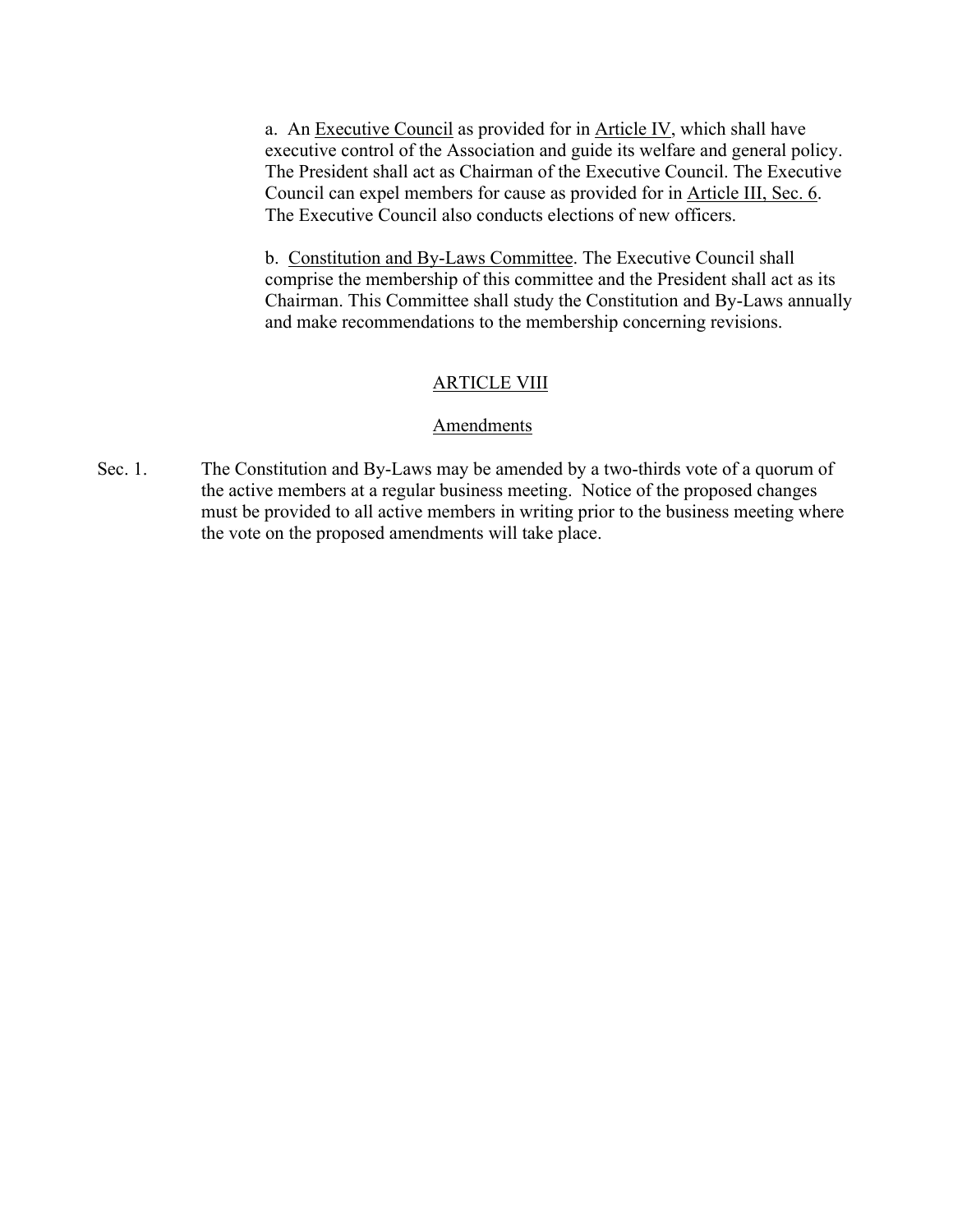a. An Executive Council as provided for in Article IV, which shall have executive control of the Association and guide its welfare and general policy. The President shall act as Chairman of the Executive Council. The Executive Council can expel members for cause as provided for in Article III, Sec. 6. The Executive Council also conducts elections of new officers.

b. Constitution and By-Laws Committee. The Executive Council shall comprise the membership of this committee and the President shall act as its Chairman. This Committee shall study the Constitution and By-Laws annually and make recommendations to the membership concerning revisions.

## ARTICLE VIII

### Amendments

Sec. 1. The Constitution and By-Laws may be amended by a two-thirds vote of a quorum of the active members at a regular business meeting. Notice of the proposed changes must be provided to all active members in writing prior to the business meeting where the vote on the proposed amendments will take place.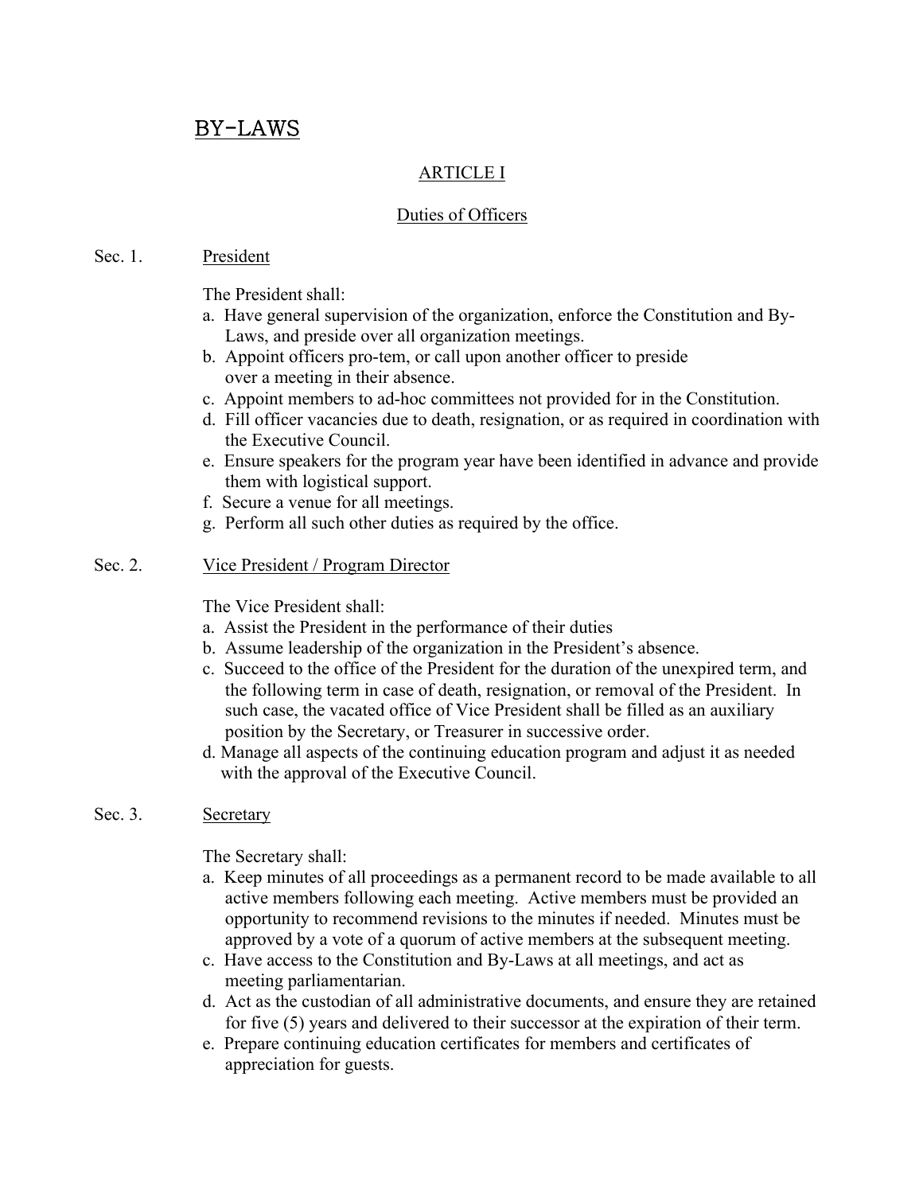# BY-LAWS

## ARTICLE I

### Duties of Officers

Sec. 1. President

The President shall:

a. Have general supervision of the organization, enforce the Constitution and By-Laws, and preside over all organization meetings.
b. Appoint officers pro-tem, or call upon another officer to preside over a meeting in their absence.
c. Appoint members to ad-hoc committees not provided for in the Constitution.
d. Fill officer vacancies due to death, resignation, or as required in coordination with the Executive Council.
e. Ensure speakers for the program year have been identified in advance and provide them with logistical support.
f. Secure a venue for all meetings.
g. Perform all such other duties as required by the office.

Sec. 2. Vice President / Program Director

The Vice President shall:

a. Assist the President in the performance of their duties
b. Assume leadership of the organization in the President's absence.
c. Succeed to the office of the President for the duration of the unexpired term, and the following term in case of death, resignation, or removal of the President. In such case, the vacated office of Vice President shall be filled as an auxiliary position by the Secretary, or Treasurer in successive order.
d. Manage all aspects of the continuing education program and adjust it as needed with the approval of the Executive Council.

Sec. 3. Secretary

The Secretary shall:

a. Keep minutes of all proceedings as a permanent record to be made available to all active members following each meeting. Active members must be provided an opportunity to recommend revisions to the minutes if needed. Minutes must be approved by a vote of a quorum of active members at the subsequent meeting.
c. Have access to the Constitution and By-Laws at all meetings, and act as meeting parliamentarian.
d. Act as the custodian of all administrative documents, and ensure they are retained for five (5) years and delivered to their successor at the expiration of their term.
e. Prepare continuing education certificates for members and certificates of appreciation for guests.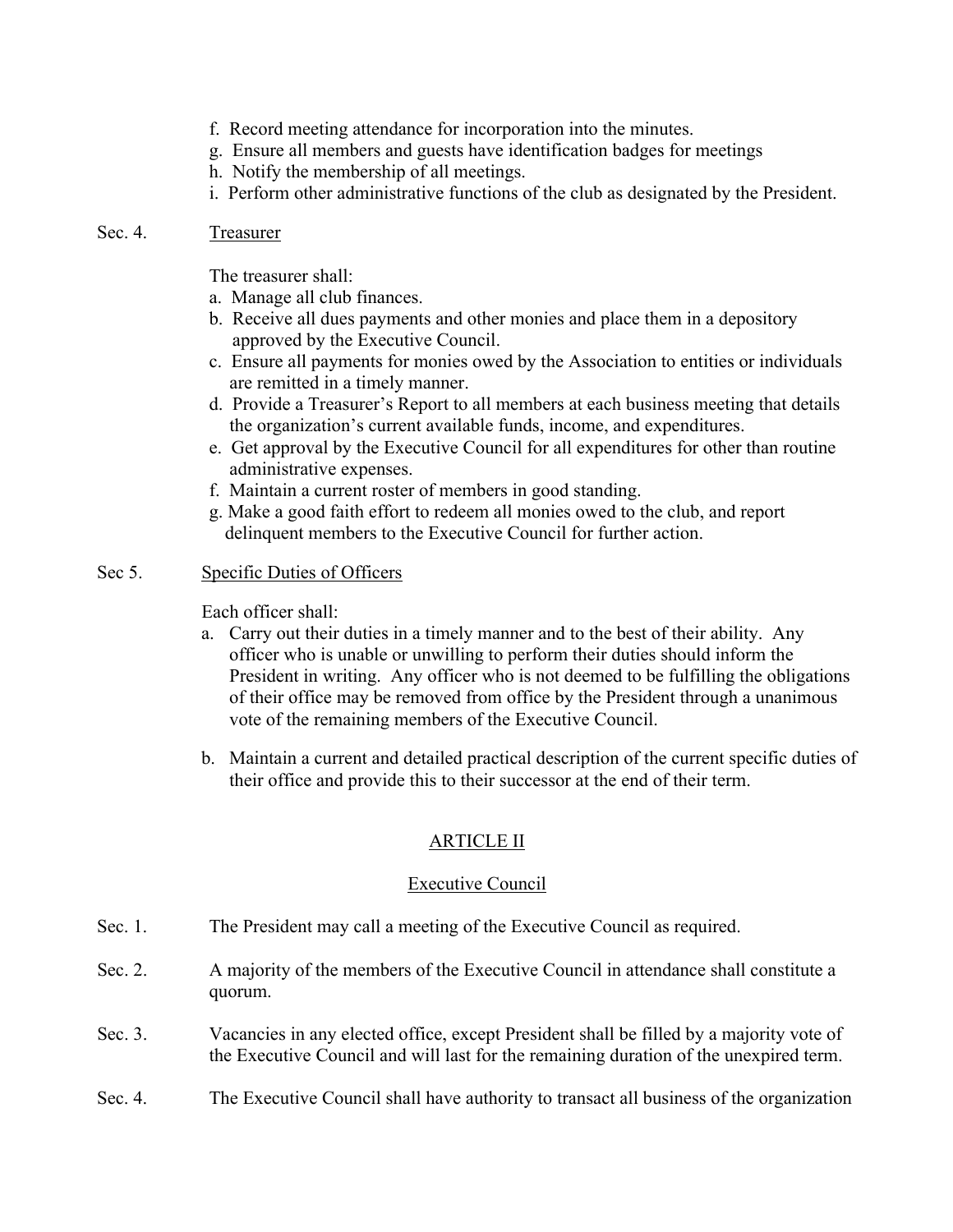f. Record meeting attendance for incorporation into the minutes.
g. Ensure all members and guests have identification badges for meetings
h. Notify the membership of all meetings.
i. Perform other administrative functions of the club as designated by the President.

Sec. 4. Treasurer

The treasurer shall:

a. Manage all club finances.
b. Receive all dues payments and other monies and place them in a depository approved by the Executive Council.
c. Ensure all payments for monies owed by the Association to entities or individuals are remitted in a timely manner.
d. Provide a Treasurer's Report to all members at each business meeting that details the organization's current available funds, income, and expenditures.
e. Get approval by the Executive Council for all expenditures for other than routine administrative expenses.
f. Maintain a current roster of members in good standing.
g. Make a good faith effort to redeem all monies owed to the club, and report delinquent members to the Executive Council for further action.

Sec 5. Specific Duties of Officers

Each officer shall:

a. Carry out their duties in a timely manner and to the best of their ability. Any officer who is unable or unwilling to perform their duties should inform the President in writing. Any officer who is not deemed to be fulfilling the obligations of their office may be removed from office by the President through a unanimous vote of the remaining members of the Executive Council.

b. Maintain a current and detailed practical description of the current specific duties of their office and provide this to their successor at the end of their term.

## ARTICLE II

### Executive Council

Sec. 1. The President may call a meeting of the Executive Council as required.

Sec. 2. A majority of the members of the Executive Council in attendance shall constitute a quorum.

Sec. 3. Vacancies in any elected office, except President shall be filled by a majority vote of the Executive Council and will last for the remaining duration of the unexpired term.

Sec. 4. The Executive Council shall have authority to transact all business of the organization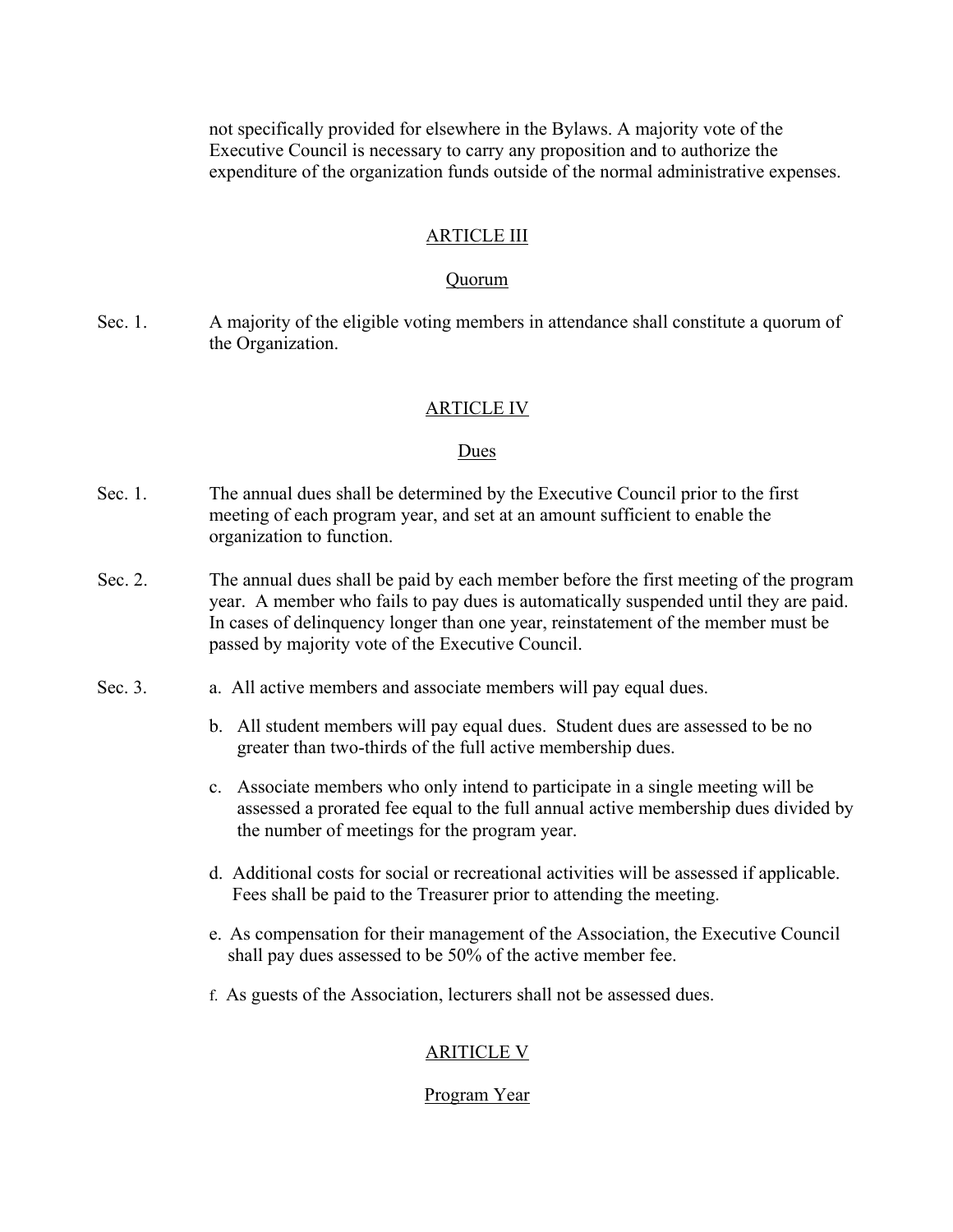not specifically provided for elsewhere in the Bylaws. A majority vote of the Executive Council is necessary to carry any proposition and to authorize the expenditure of the organization funds outside of the normal administrative expenses.

## ARTICLE III

### Quorum

Sec. 1. A majority of the eligible voting members in attendance shall constitute a quorum of the Organization.

## ARTICLE IV

### Dues

Sec. 1. The annual dues shall be determined by the Executive Council prior to the first meeting of each program year, and set at an amount sufficient to enable the organization to function.

Sec. 2. The annual dues shall be paid by each member before the first meeting of the program year. A member who fails to pay dues is automatically suspended until they are paid. In cases of delinquency longer than one year, reinstatement of the member must be passed by majority vote of the Executive Council.

Sec. 3.

a. All active members and associate members will pay equal dues.

b. All student members will pay equal dues. Student dues are assessed to be no greater than two-thirds of the full active membership dues.

c. Associate members who only intend to participate in a single meeting will be assessed a prorated fee equal to the full annual active membership dues divided by the number of meetings for the program year.

d. Additional costs for social or recreational activities will be assessed if applicable. Fees shall be paid to the Treasurer prior to attending the meeting.

e. As compensation for their management of the Association, the Executive Council shall pay dues assessed to be 50% of the active member fee.

f. As guests of the Association, lecturers shall not be assessed dues.

## ARITICLE V

### Program Year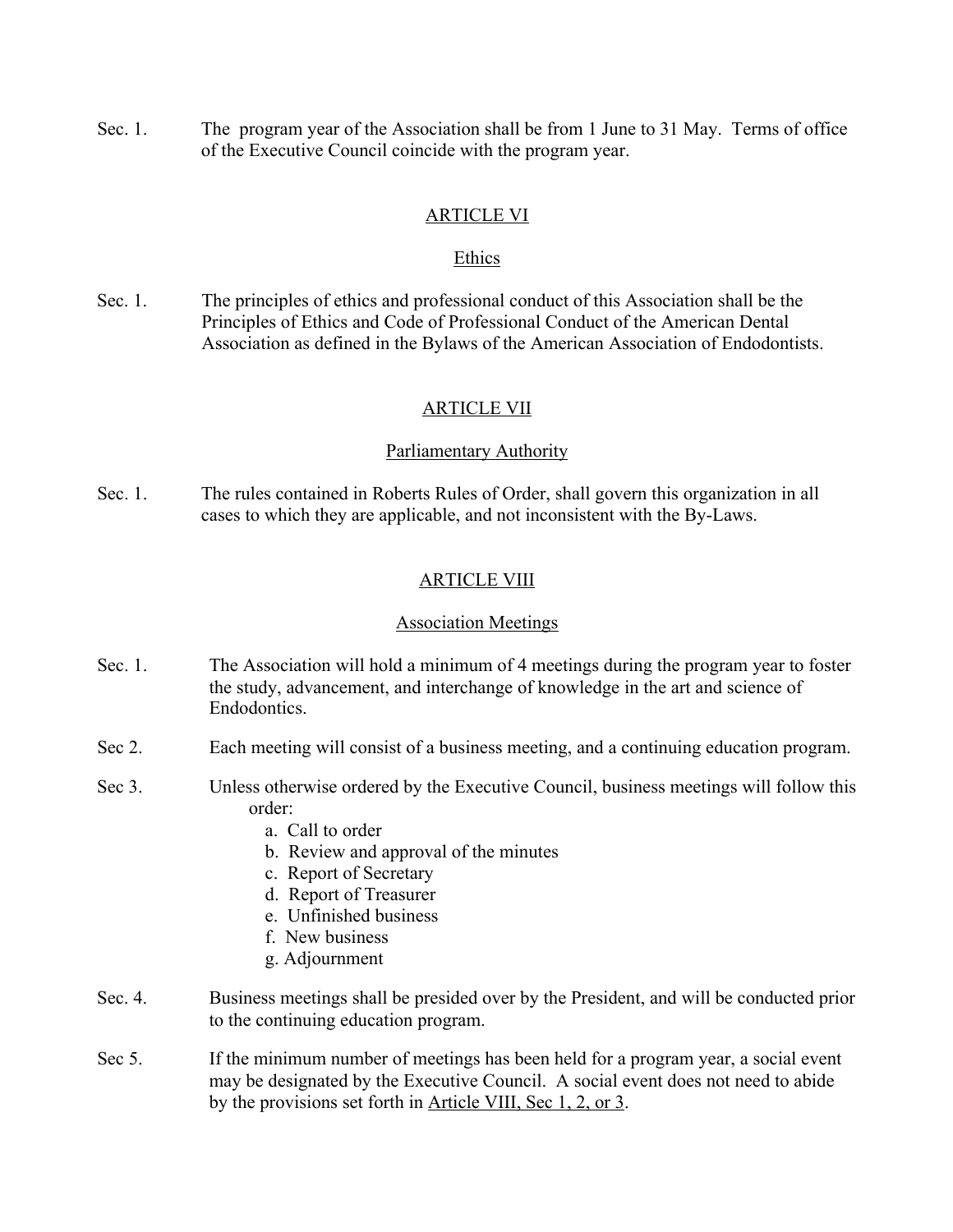Sec. 1. The program year of the Association shall be from 1 June to 31 May. Terms of office of the Executive Council coincide with the program year.

## ARTICLE VI

### Ethics

Sec. 1. The principles of ethics and professional conduct of this Association shall be the Principles of Ethics and Code of Professional Conduct of the American Dental Association as defined in the Bylaws of the American Association of Endodontists.

## ARTICLE VII

### Parliamentary Authority

Sec. 1. The rules contained in Roberts Rules of Order, shall govern this organization in all cases to which they are applicable, and not inconsistent with the By-Laws.

## ARTICLE VIII

### Association Meetings

Sec. 1. The Association will hold a minimum of 4 meetings during the program year to foster the study, advancement, and interchange of knowledge in the art and science of Endodontics.

Sec 2. Each meeting will consist of a business meeting, and a continuing education program.

Sec 3. Unless otherwise ordered by the Executive Council, business meetings will follow this order:

a. Call to order
b. Review and approval of the minutes
c. Report of Secretary
d. Report of Treasurer
e. Unfinished business
f. New business
g. Adjournment

Sec. 4. Business meetings shall be presided over by the President, and will be conducted prior to the continuing education program.

Sec 5. If the minimum number of meetings has been held for a program year, a social event may be designated by the Executive Council. A social event does not need to abide by the provisions set forth in Article VIII, Sec 1, 2, or 3.